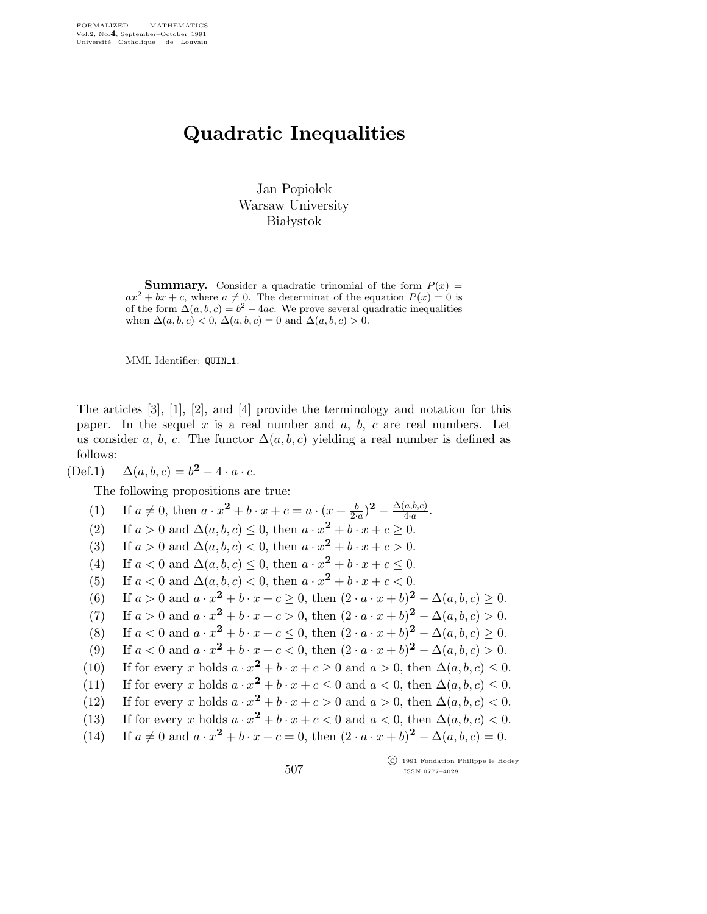# Quadratic Inequalities

Jan Popiołek
Warsaw University
Białystok

**Summary.** Consider a quadratic trinomial of the form $P(x) = ax^2 + bx + c$, where $a \neq 0$. The determinat of the equation $P(x) = 0$ is of the form $\Delta(a,b,c) = b^2 - 4ac$. We prove several quadratic inequalities when $\Delta(a,b,c) < 0$, $\Delta(a,b,c) = 0$ and $\Delta(a,b,c) > 0$.

MML Identifier: QUIN_1.

The articles [3], [1], [2], and [4] provide the terminology and notation for this paper. In the sequel $x$ is a real number and $a$, $b$, $c$ are real numbers. Let us consider $a$, $b$, $c$. The functor $\Delta(a,b,c)$ yielding a real number is defined as follows:

(Def.1) $\Delta(a,b,c) = b^{\mathbf{2}} - 4 \cdot a \cdot c$.

The following propositions are true:

(1) If $a \neq 0$, then $a \cdot x^{\mathbf{2}} + b \cdot x + c = a \cdot (x + \frac{b}{2 \cdot a})^{\mathbf{2}} - \frac{\Delta(a,b,c)}{4 \cdot a}$.

(2) If $a > 0$ and $\Delta(a,b,c) \leq 0$, then $a \cdot x^{\mathbf{2}} + b \cdot x + c \geq 0$.

(3) If $a > 0$ and $\Delta(a,b,c) < 0$, then $a \cdot x^{\mathbf{2}} + b \cdot x + c > 0$.

(4) If $a < 0$ and $\Delta(a,b,c) \leq 0$, then $a \cdot x^{\mathbf{2}} + b \cdot x + c \leq 0$.

(5) If $a < 0$ and $\Delta(a,b,c) < 0$, then $a \cdot x^{\mathbf{2}} + b \cdot x + c < 0$.

(6) If $a > 0$ and $a \cdot x^{\mathbf{2}} + b \cdot x + c \geq 0$, then $(2 \cdot a \cdot x + b)^{\mathbf{2}} - \Delta(a,b,c) \geq 0$.

(7) If $a > 0$ and $a \cdot x^{\mathbf{2}} + b \cdot x + c > 0$, then $(2 \cdot a \cdot x + b)^{\mathbf{2}} - \Delta(a,b,c) > 0$.

(8) If $a < 0$ and $a \cdot x^{\mathbf{2}} + b \cdot x + c \leq 0$, then $(2 \cdot a \cdot x + b)^{\mathbf{2}} - \Delta(a,b,c) \geq 0$.

(9) If $a < 0$ and $a \cdot x^{\mathbf{2}} + b \cdot x + c < 0$, then $(2 \cdot a \cdot x + b)^{\mathbf{2}} - \Delta(a,b,c) > 0$.

(10) If for every $x$ holds $a \cdot x^{\mathbf{2}} + b \cdot x + c \geq 0$ and $a > 0$, then $\Delta(a,b,c) \leq 0$.

(11) If for every $x$ holds $a \cdot x^{\mathbf{2}} + b \cdot x + c \leq 0$ and $a < 0$, then $\Delta(a,b,c) \leq 0$.

(12) If for every $x$ holds $a \cdot x^{\mathbf{2}} + b \cdot x + c > 0$ and $a > 0$, then $\Delta(a,b,c) < 0$.

(13) If for every $x$ holds $a \cdot x^{\mathbf{2}} + b \cdot x + c < 0$ and $a < 0$, then $\Delta(a,b,c) < 0$.

(14) If $a \neq 0$ and $a \cdot x^{\mathbf{2}} + b \cdot x + c = 0$, then $(2 \cdot a \cdot x + b)^{\mathbf{2}} - \Delta(a,b,c) = 0$.

© 1991 Fondation Philippe le Hodey
ISSN 0777–4028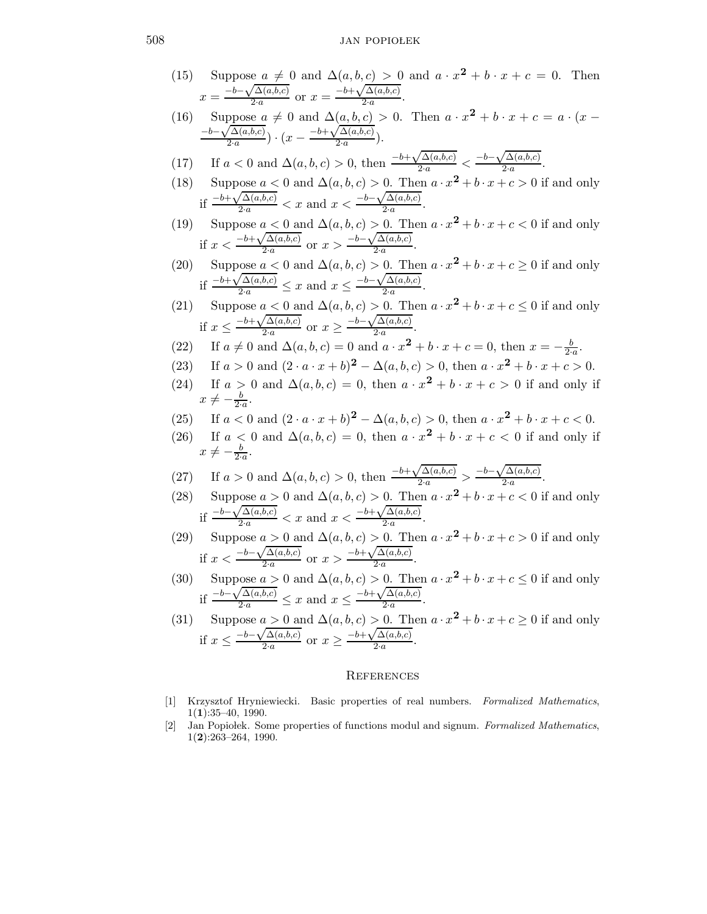(15) Suppose $a \neq 0$ and $\Delta(a,b,c) > 0$ and $a \cdot x^{\mathbf{2}} + b \cdot x + c = 0$. Then $x = \frac{-b-\sqrt{\Delta(a,b,c)}}{2 \cdot a}$ or $x = \frac{-b+\sqrt{\Delta(a,b,c)}}{2 \cdot a}$.

(16) Suppose $a \neq 0$ and $\Delta(a,b,c) > 0$. Then $a \cdot x^{\mathbf{2}} + b \cdot x + c = a \cdot (x - \frac{-b-\sqrt{\Delta(a,b,c)}}{2 \cdot a}) \cdot (x - \frac{-b+\sqrt{\Delta(a,b,c)}}{2 \cdot a})$.

(17) If $a < 0$ and $\Delta(a,b,c) > 0$, then $\frac{-b+\sqrt{\Delta(a,b,c)}}{2 \cdot a} < \frac{-b-\sqrt{\Delta(a,b,c)}}{2 \cdot a}$.

(18) Suppose $a < 0$ and $\Delta(a,b,c) > 0$. Then $a \cdot x^{\mathbf{2}} + b \cdot x + c > 0$ if and only if $\frac{-b+\sqrt{\Delta(a,b,c)}}{2 \cdot a} < x$ and $x < \frac{-b-\sqrt{\Delta(a,b,c)}}{2 \cdot a}$.

(19) Suppose $a < 0$ and $\Delta(a,b,c) > 0$. Then $a \cdot x^{\mathbf{2}} + b \cdot x + c < 0$ if and only if $x < \frac{-b+\sqrt{\Delta(a,b,c)}}{2 \cdot a}$ or $x > \frac{-b-\sqrt{\Delta(a,b,c)}}{2 \cdot a}$.

(20) Suppose $a < 0$ and $\Delta(a,b,c) > 0$. Then $a \cdot x^{\mathbf{2}} + b \cdot x + c \geq 0$ if and only if $\frac{-b+\sqrt{\Delta(a,b,c)}}{2 \cdot a} \leq x$ and $x \leq \frac{-b-\sqrt{\Delta(a,b,c)}}{2 \cdot a}$.

(21) Suppose $a < 0$ and $\Delta(a,b,c) > 0$. Then $a \cdot x^{\mathbf{2}} + b \cdot x + c \leq 0$ if and only if $x \leq \frac{-b+\sqrt{\Delta(a,b,c)}}{2 \cdot a}$ or $x \geq \frac{-b-\sqrt{\Delta(a,b,c)}}{2 \cdot a}$.

(22) If $a \neq 0$ and $\Delta(a,b,c) = 0$ and $a \cdot x^{\mathbf{2}} + b \cdot x + c = 0$, then $x = -\frac{b}{2 \cdot a}$.

(23) If $a > 0$ and $(2 \cdot a \cdot x + b)^{\mathbf{2}} - \Delta(a,b,c) > 0$, then $a \cdot x^{\mathbf{2}} + b \cdot x + c > 0$.

(24) If $a > 0$ and $\Delta(a,b,c) = 0$, then $a \cdot x^{\mathbf{2}} + b \cdot x + c > 0$ if and only if $x \neq -\frac{b}{2 \cdot a}$.

(25) If $a < 0$ and $(2 \cdot a \cdot x + b)^{\mathbf{2}} - \Delta(a,b,c) > 0$, then $a \cdot x^{\mathbf{2}} + b \cdot x + c < 0$.

(26) If $a < 0$ and $\Delta(a,b,c) = 0$, then $a \cdot x^{\mathbf{2}} + b \cdot x + c < 0$ if and only if $x \neq -\frac{b}{2 \cdot a}$.

(27) If $a > 0$ and $\Delta(a,b,c) > 0$, then $\frac{-b+\sqrt{\Delta(a,b,c)}}{2 \cdot a} > \frac{-b-\sqrt{\Delta(a,b,c)}}{2 \cdot a}$.

(28) Suppose $a > 0$ and $\Delta(a,b,c) > 0$. Then $a \cdot x^{\mathbf{2}} + b \cdot x + c < 0$ if and only if $\frac{-b-\sqrt{\Delta(a,b,c)}}{2 \cdot a} < x$ and $x < \frac{-b+\sqrt{\Delta(a,b,c)}}{2 \cdot a}$.

(29) Suppose $a > 0$ and $\Delta(a,b,c) > 0$. Then $a \cdot x^{\mathbf{2}} + b \cdot x + c > 0$ if and only if $x < \frac{-b-\sqrt{\Delta(a,b,c)}}{2 \cdot a}$ or $x > \frac{-b+\sqrt{\Delta(a,b,c)}}{2 \cdot a}$.

(30) Suppose $a > 0$ and $\Delta(a,b,c) > 0$. Then $a \cdot x^{\mathbf{2}} + b \cdot x + c \leq 0$ if and only if $\frac{-b-\sqrt{\Delta(a,b,c)}}{2 \cdot a} \leq x$ and $x \leq \frac{-b+\sqrt{\Delta(a,b,c)}}{2 \cdot a}$.

(31) Suppose $a > 0$ and $\Delta(a,b,c) > 0$. Then $a \cdot x^{\mathbf{2}} + b \cdot x + c \geq 0$ if and only if $x \leq \frac{-b-\sqrt{\Delta(a,b,c)}}{2 \cdot a}$ or $x \geq \frac{-b+\sqrt{\Delta(a,b,c)}}{2 \cdot a}$.

## References

[1] Krzysztof Hryniewiecki. Basic properties of real numbers. *Formalized Mathematics*, 1(**1**):35–40, 1990.

[2] Jan Popiołek. Some properties of functions modul and signum. *Formalized Mathematics*, 1(**2**):263–264, 1990.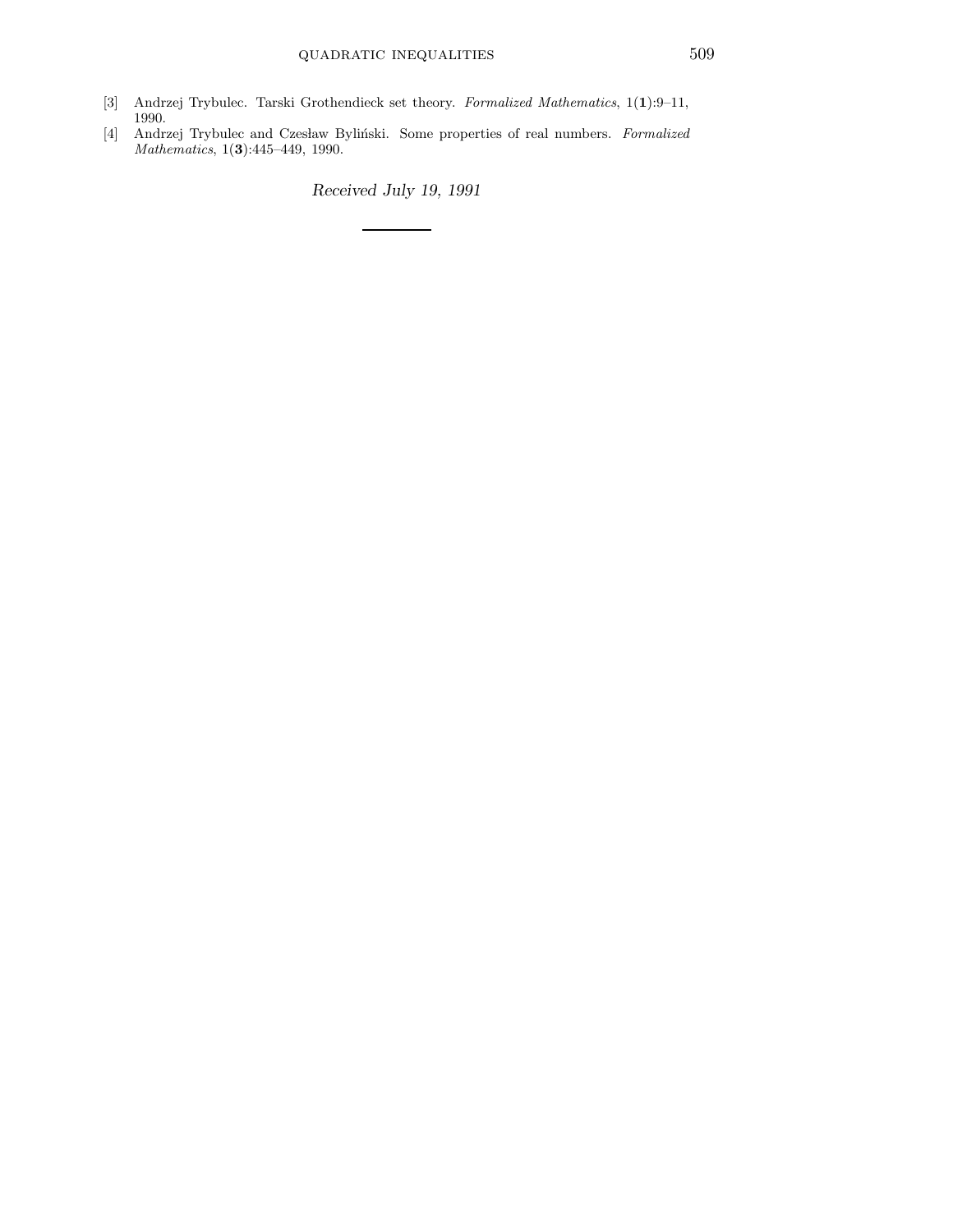[3] Andrzej Trybulec. Tarski Grothendieck set theory. *Formalized Mathematics*, 1(**1**):9–11, 1990.

[4] Andrzej Trybulec and Czesław Byliński. Some properties of real numbers. *Formalized Mathematics*, 1(**3**):445–449, 1990.

*Received July 19, 1991*